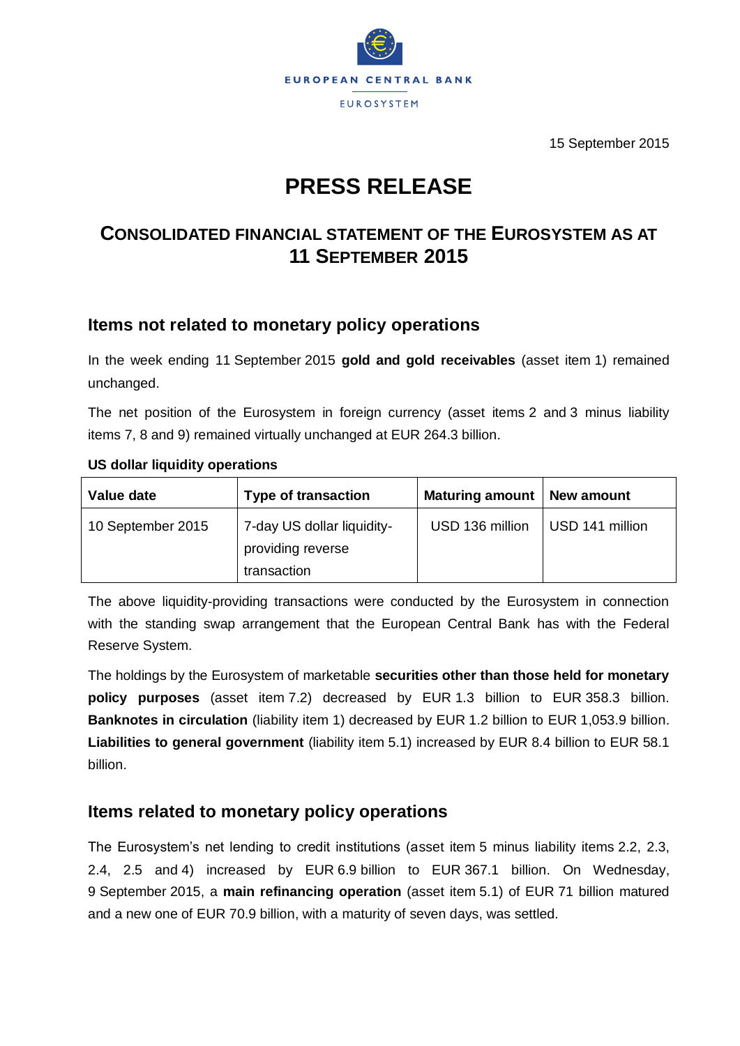EUROPEAN CENTRAL BANK

EUROSYSTEM

15 September 2015

# PRESS RELEASE

## CONSOLIDATED FINANCIAL STATEMENT OF THE EUROSYSTEM AS AT 11 SEPTEMBER 2015

### Items not related to monetary policy operations

In the week ending 11 September 2015 **gold and gold receivables** (asset item 1) remained unchanged.

The net position of the Eurosystem in foreign currency (asset items 2 and 3 minus liability items 7, 8 and 9) remained virtually unchanged at EUR 264.3 billion.

**US dollar liquidity operations**

| Value date | Type of transaction | Maturing amount | New amount |
|---|---|---|---|
| 10 September 2015 | 7-day US dollar liquidity-providing reverse transaction | USD 136 million | USD 141 million |

The above liquidity-providing transactions were conducted by the Eurosystem in connection with the standing swap arrangement that the European Central Bank has with the Federal Reserve System.

The holdings by the Eurosystem of marketable **securities other than those held for monetary policy purposes** (asset item 7.2) decreased by EUR 1.3 billion to EUR 358.3 billion. **Banknotes in circulation** (liability item 1) decreased by EUR 1.2 billion to EUR 1,053.9 billion. **Liabilities to general government** (liability item 5.1) increased by EUR 8.4 billion to EUR 58.1 billion.

### Items related to monetary policy operations

The Eurosystem's net lending to credit institutions (asset item 5 minus liability items 2.2, 2.3, 2.4, 2.5 and 4) increased by EUR 6.9 billion to EUR 367.1 billion. On Wednesday, 9 September 2015, a **main refinancing operation** (asset item 5.1) of EUR 71 billion matured and a new one of EUR 70.9 billion, with a maturity of seven days, was settled.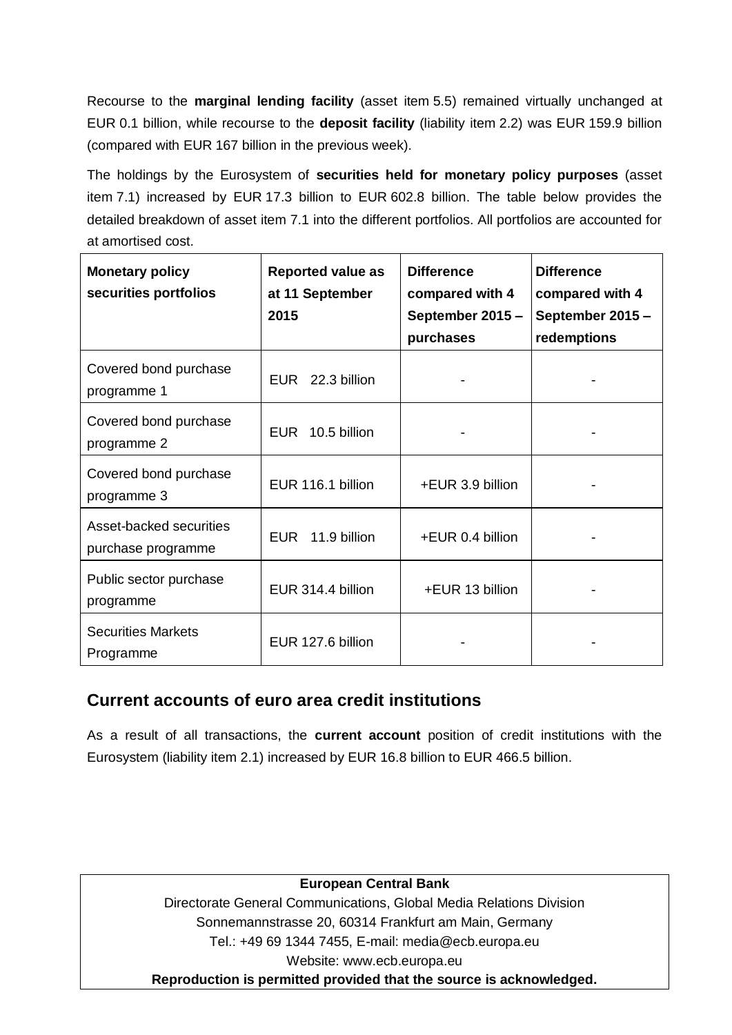Recourse to the **marginal lending facility** (asset item 5.5) remained virtually unchanged at EUR 0.1 billion, while recourse to the **deposit facility** (liability item 2.2) was EUR 159.9 billion (compared with EUR 167 billion in the previous week).

The holdings by the Eurosystem of **securities held for monetary policy purposes** (asset item 7.1) increased by EUR 17.3 billion to EUR 602.8 billion. The table below provides the detailed breakdown of asset item 7.1 into the different portfolios. All portfolios are accounted for at amortised cost.

| **Monetary policy securities portfolios** | **Reported value as at 11 September 2015** | **Difference compared with 4 September 2015 – purchases** | **Difference compared with 4 September 2015 – redemptions** |
|---|---|---|---|
| Covered bond purchase programme 1 | EUR 22.3 billion | - | - |
| Covered bond purchase programme 2 | EUR 10.5 billion | - | - |
| Covered bond purchase programme 3 | EUR 116.1 billion | +EUR 3.9 billion | - |
| Asset-backed securities purchase programme | EUR 11.9 billion | +EUR 0.4 billion | - |
| Public sector purchase programme | EUR 314.4 billion | +EUR 13 billion | - |
| Securities Markets Programme | EUR 127.6 billion | - | - |

## Current accounts of euro area credit institutions

As a result of all transactions, the **current account** position of credit institutions with the Eurosystem (liability item 2.1) increased by EUR 16.8 billion to EUR 466.5 billion.

**European Central Bank**
Directorate General Communications, Global Media Relations Division
Sonnemannstrasse 20, 60314 Frankfurt am Main, Germany
Tel.: +49 69 1344 7455, E-mail: media@ecb.europa.eu
Website: www.ecb.europa.eu
**Reproduction is permitted provided that the source is acknowledged.**